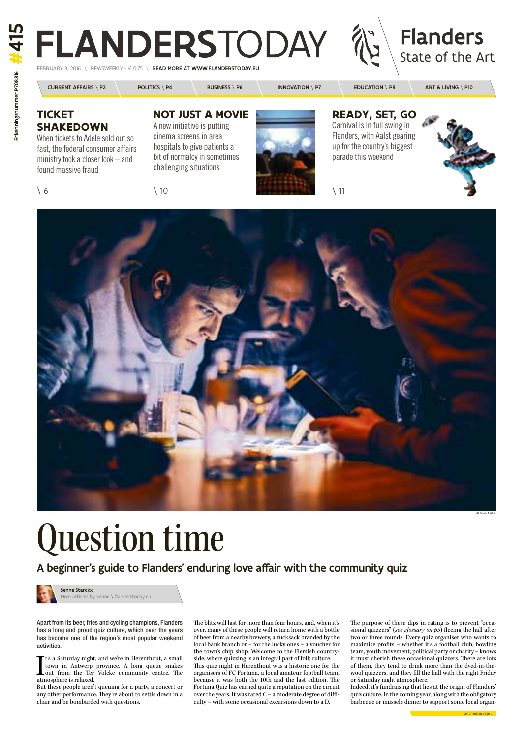# FLANDERSTODAY

FEBRUARY 3, 2016 \ NEWSWEEKLY - € 0,75 \ **READ MORE AT WWW.FLANDERSTODAY.EU**

Flanders
State of the Art

#415

Erkenningsnummer P708816

CURRENT AFFAIRS \ P2 | POLITICS \ P4 | BUSINESS \ P6 | INNOVATION \ P7 | EDUCATION \ P9 | ART & LIVING \ P10

## TICKET SHAKEDOWN

When tickets to Adele sold out so fast, the federal consumer affairs ministry took a closer look – and found massive fraud

\ 6

## NOT JUST A MOVIE

A new initiative is putting cinema screens in area hospitals to give patients a bit of normalcy in sometimes challenging situations

\ 10

## READY, SET, GO

Carnival is in full swing in Flanders, with Aalst gearing up for the country's biggest parade this weekend

\ 11

© Toon Aerts

# Question time

## A beginner's guide to Flanders' enduring love affair with the community quiz

**Senne Starckx**
More articles by Senne \ flanderstoday.eu

**Apart from its beer, fries and cycling champions, Flanders has a long and proud quiz culture, which over the years has become one of the region's most popular weekend activities.**

It's a Saturday night, and we're in Herenthout, a small town in Antwerp province. A long queue snakes out from the Ter Volcke community centre. The atmosphere is relaxed.

But these people aren't queuing for a party, a concert or any other performance. They're about to settle down in a chair and be bombarded with questions.

The blitz will last for more than four hours, and, when it's over, many of these people will return home with a bottle of beer from a nearby brewery, a rucksack branded by the local bank branch or – for the lucky ones – a voucher for the town's chip shop. Welcome to the Flemish countryside, where quizzing is an integral part of folk culture.

This quiz night in Herenthout was a historic one for the organisers of FC Fortuna, a local amateur football team, because it was both the 10th and the last edition. The Fortuna Quiz has earned quite a reputation on the circuit over the years. It was rated C – a moderate degree of difficulty – with some occasional excursions down to a D.

The purpose of these dips in rating is to prevent "occasional quizzers" (*see glossary on p5*) fleeing the hall after two or three rounds. Every quiz organiser who wants to maximise profits – whether it's a football club, bowling team, youth movement, political party or charity – knows it must cherish these occasional quizzers. There are lots of them, they tend to drink more than the dyed-in-the-wool quizzers, and they fill the hall with the right Friday or Saturday night atmosphere.

Indeed, it's fundraising that lies at the origin of Flanders' quiz culture. In the coming year, along with the obligatory barbecue or mussels dinner to support some local organ-

continued on page 5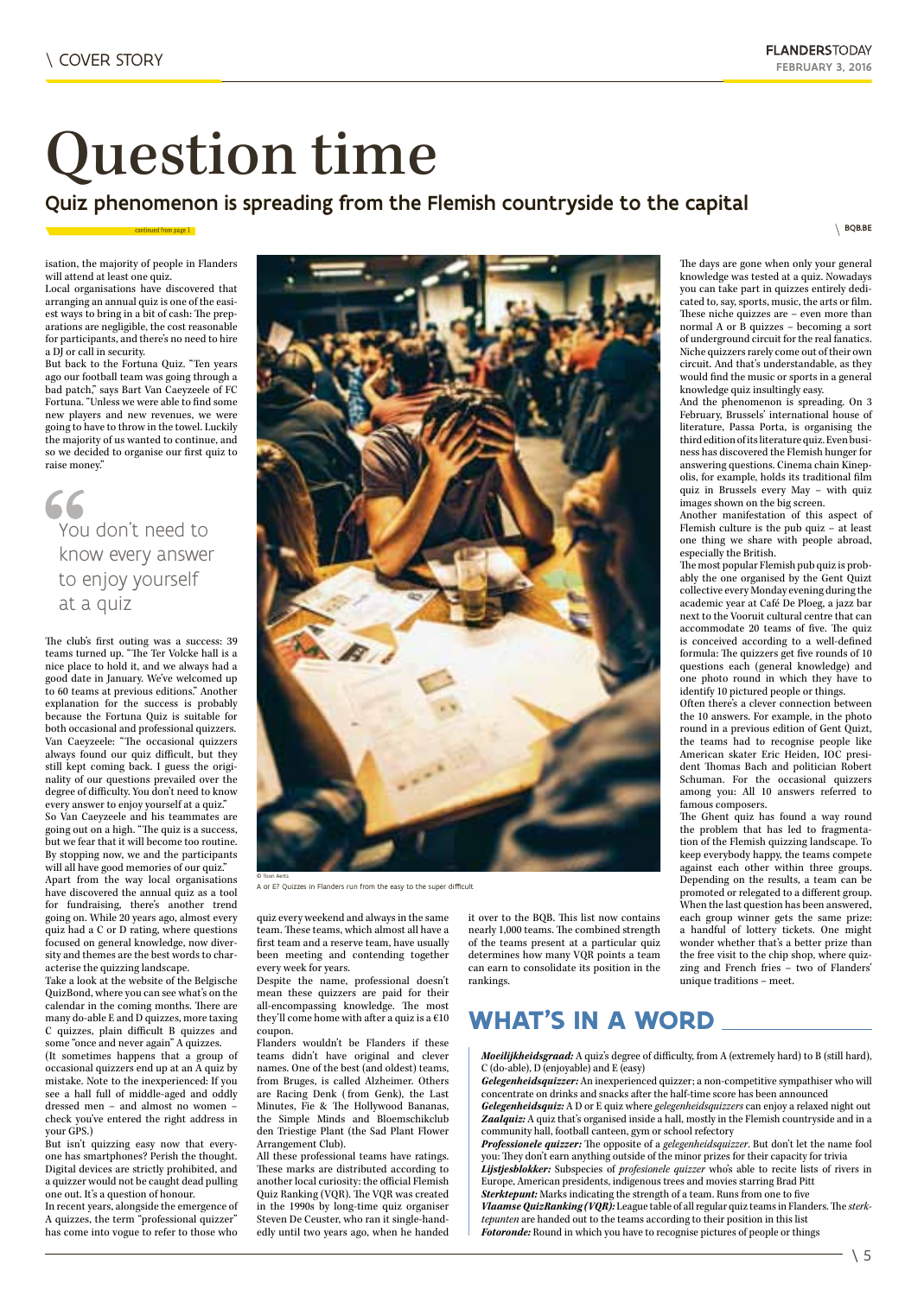# Question time

## Quiz phenomenon is spreading from the Flemish countryside to the capital

continued from page 1

isation, the majority of people in Flanders will attend at least one quiz.

Local organisations have discovered that arranging an annual quiz is one of the easiest ways to bring in a bit of cash: The preparations are negligible, the cost reasonable for participants, and there's no need to hire a DJ or call in security.

But back to the Fortuna Quiz. "Ten years ago our football team was going through a bad patch," says Bart Van Caeyzeele of FC Fortuna. "Unless we were able to find some new players and new revenues, we were going to have to throw in the towel. Luckily the majority of us wanted to continue, and so we decided to organise our first quiz to raise money."

> You don't need to know every answer to enjoy yourself at a quiz

The club's first outing was a success: 39 teams turned up. "The Ter Volcke hall is a nice place to hold it, and we always had a good date in January. We've welcomed up to 60 teams at previous editions." Another explanation for the success is probably because the Fortuna Quiz is suitable for both occasional and professional quizzers. Van Caeyzeele: "The occasional quizzers always found our quiz difficult, but they still kept coming back. I guess the originality of our questions prevailed over the degree of difficulty. You don't need to know every answer to enjoy yourself at a quiz."

So Van Caeyzeele and his teammates are going out on a high. "The quiz is a success, but we fear that it will become too routine. By stopping now, we and the participants will all have good memories of our quiz."

Apart from the way local organisations have discovered the annual quiz as a tool for fundraising, there's another trend going on. While 20 years ago, almost every quiz had a C or D rating, where questions focused on general knowledge, now diversity and themes are the best words to characterise the quizzing landscape.

Take a look at the website of the Belgische QuizBond, where you can see what's on the calendar in the coming months. There are many do-able E and D quizzes, more taxing C quizzes, plain difficult B quizzes and some "once and never again" A quizzes.

(It sometimes happens that a group of occasional quizzers end up at an A quiz by mistake. Note to the inexperienced: If you see a hall full of middle-aged and oddly dressed men – and almost no women – check you've entered the right address in your GPS.)

But isn't quizzing easy now that everyone has smartphones? Perish the thought. Digital devices are strictly prohibited, and a quizzer would not be caught dead pulling one out. It's a question of honour.

In recent years, alongside the emergence of A quizzes, the term "professional quizzer" has come into vogue to refer to those who quiz every weekend and always in the same team. These teams, which almost all have a first team and a reserve team, have usually been meeting and contending together every week for years.

Despite the name, professional doesn't mean these quizzers are paid for their all-encompassing knowledge. The most they'll come home with after a quiz is a €10 coupon.

Flanders wouldn't be Flanders if these teams didn't have original and clever names. One of the best (and oldest) teams, from Bruges, is called Alzheimer. Others are Racing Denk (from Genk), the Last Minutes, Fie & The Hollywood Bananas, the Simple Minds and Bloemschikclub den Triestige Plant (the Sad Plant Flower Arrangement Club).

All these professional teams have ratings. These marks are distributed according to another local curiosity: the official Flemish Quiz Ranking (VQR). The VQR was created in the 1990s by long-time quiz organiser Steven De Ceuster, who ran it single-handedly until two years ago, when he handed it over to the BQB. This list now contains nearly 1,000 teams. The combined strength of the teams present at a particular quiz determines how many VQR points a team can earn to consolidate its position in the rankings.

© Toon Aerts
A or E? Quizzes in Flanders run from the easy to the super difficult

\ BQB.BE

The days are gone when only your general knowledge was tested at a quiz. Nowadays you can take part in quizzes entirely dedicated to, say, sports, music, the arts or film. These niche quizzes are – even more than normal A or B quizzes – becoming a sort of underground circuit for the real fanatics. Niche quizzers rarely come out of their own circuit. And that's understandable, as they would find the music or sports in a general knowledge quiz insultingly easy.

And the phenomenon is spreading. On 3 February, Brussels' international house of literature, Passa Porta, is organising the third edition of its literature quiz. Even business has discovered the Flemish hunger for answering questions. Cinema chain Kinepolis, for example, holds its traditional film quiz in Brussels every May – with quiz images shown on the big screen.

Another manifestation of this aspect of Flemish culture is the pub quiz – at least one thing we share with people abroad, especially the British.

The most popular Flemish pub quiz is probably the one organised by the Gent Quizt collective every Monday evening during the academic year at Café De Ploeg, a jazz bar next to the Vooruit cultural centre that can accommodate 20 teams of five. The quiz is conceived according to a well-defined formula: The quizzers get five rounds of 10 questions each (general knowledge) and one photo round in which they have to identify 10 pictured people or things.

Often there's a clever connection between the 10 answers. For example, in the photo round in a previous edition of Gent Quizt, the teams had to recognise people like American skater Eric Heiden, IOC president Thomas Bach and politician Robert Schuman. For the occasional quizzers among you: All 10 answers referred to famous composers.

The Ghent quiz has found a way round the problem that has led to fragmentation of the Flemish quizzing landscape. To keep everybody happy, the teams compete against each other within three groups. Depending on the results, a team can be promoted or relegated to a different group. When the last question has been answered, each group winner gets the same prize: a handful of lottery tickets. One might wonder whether that's a better prize than the free visit to the chip shop, where quizzing and French fries – two of Flanders' unique traditions – meet.

## WHAT'S IN A WORD

***Moeilijkheidsgraad:*** A quiz's degree of difficulty, from A (extremely hard) to B (still hard), C (do-able), D (enjoyable) and E (easy)

***Gelegenheidsquizzer:*** An inexperienced quizzer; a non-competitive sympathiser who will concentrate on drinks and snacks after the half-time score has been announced

***Gelegenheidsquiz:*** A D or E quiz where *gelegenheidsquizzers* can enjoy a relaxed night out

***Zaalquiz:*** A quiz that's organised inside a hall, mostly in the Flemish countryside and in a community hall, football canteen, gym or school refectory

***Professionele quizzer:*** The opposite of a *gelegenheidsquizzer*. But don't let the name fool you: They don't earn anything outside of the minor prizes for their capacity for trivia

***Lijstjesblokker:*** Subspecies of *profesionele quizzer* who's able to recite lists of rivers in Europe, American presidents, indigenous trees and movies starring Brad Pitt

***Sterktepunt:*** Marks indicating the strength of a team. Runs from one to five

***Vlaamse QuizRanking (VQR):*** League table of all regular quiz teams in Flanders. The *sterktepunten* are handed out to the teams according to their position in this list

***Fotoronde:*** Round in which you have to recognise pictures of people or things